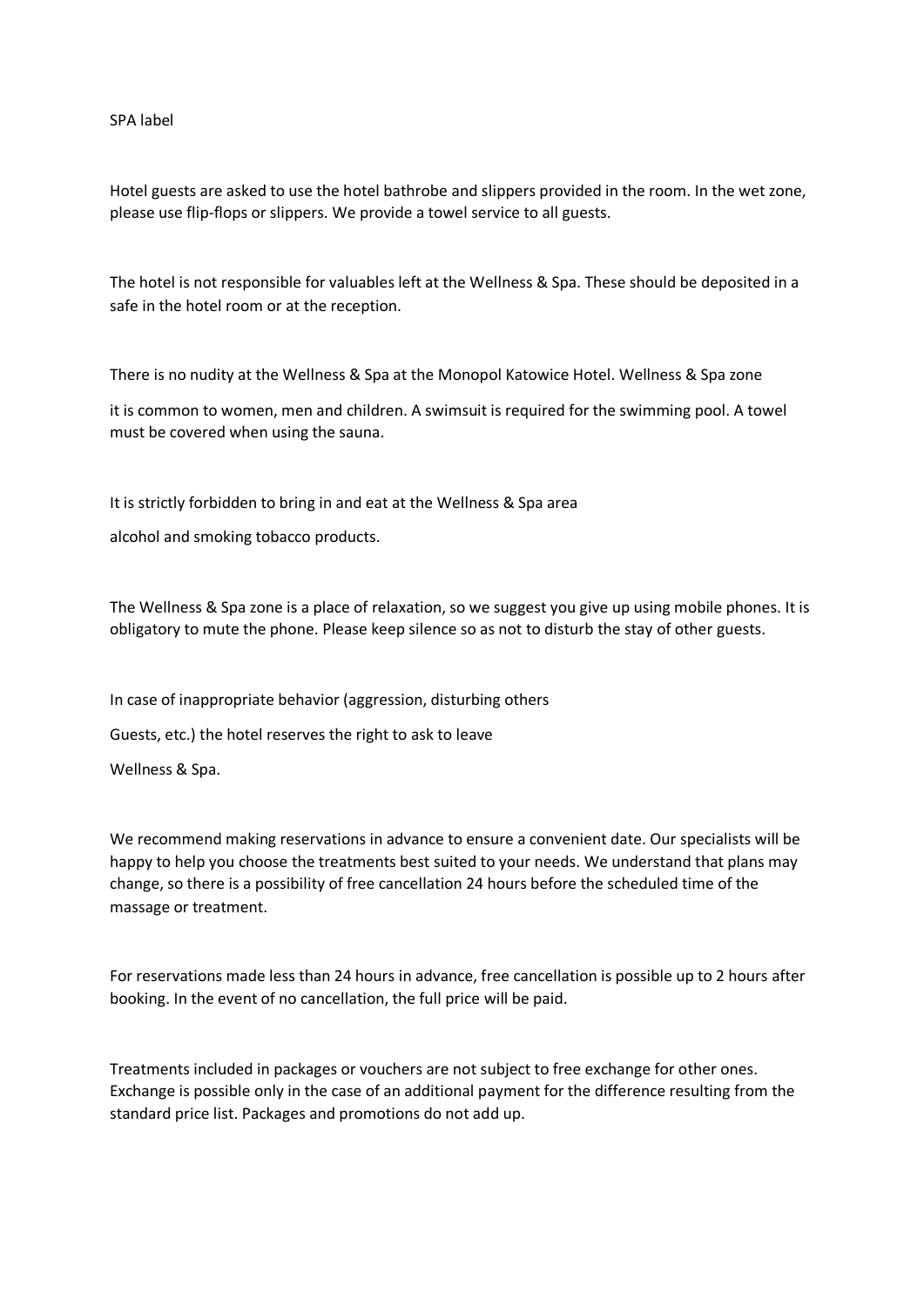SPA label

Hotel guests are asked to use the hotel bathrobe and slippers provided in the room. In the wet zone, please use flip-flops or slippers. We provide a towel service to all guests.

The hotel is not responsible for valuables left at the Wellness & Spa. These should be deposited in a safe in the hotel room or at the reception.

There is no nudity at the Wellness & Spa at the Monopol Katowice Hotel. Wellness & Spa zone

it is common to women, men and children. A swimsuit is required for the swimming pool. A towel must be covered when using the sauna.

It is strictly forbidden to bring in and eat at the Wellness & Spa area

alcohol and smoking tobacco products.

The Wellness & Spa zone is a place of relaxation, so we suggest you give up using mobile phones. It is obligatory to mute the phone. Please keep silence so as not to disturb the stay of other guests.

In case of inappropriate behavior (aggression, disturbing others

Guests, etc.) the hotel reserves the right to ask to leave

Wellness & Spa.

We recommend making reservations in advance to ensure a convenient date. Our specialists will be happy to help you choose the treatments best suited to your needs. We understand that plans may change, so there is a possibility of free cancellation 24 hours before the scheduled time of the massage or treatment.

For reservations made less than 24 hours in advance, free cancellation is possible up to 2 hours after booking. In the event of no cancellation, the full price will be paid.

Treatments included in packages or vouchers are not subject to free exchange for other ones. Exchange is possible only in the case of an additional payment for the difference resulting from the standard price list. Packages and promotions do not add up.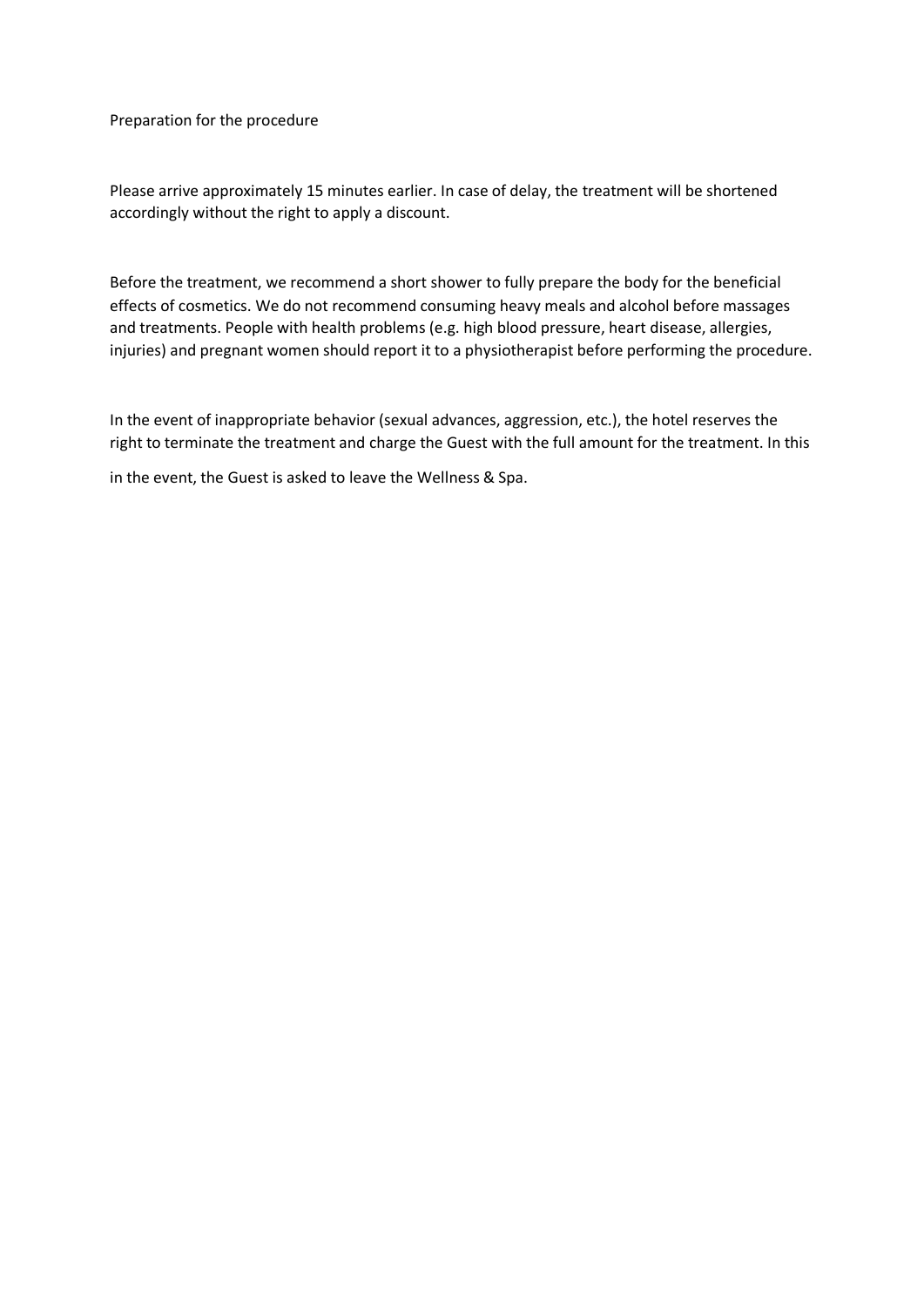Preparation for the procedure

Please arrive approximately 15 minutes earlier. In case of delay, the treatment will be shortened accordingly without the right to apply a discount.

Before the treatment, we recommend a short shower to fully prepare the body for the beneficial effects of cosmetics. We do not recommend consuming heavy meals and alcohol before massages and treatments. People with health problems (e.g. high blood pressure, heart disease, allergies, injuries) and pregnant women should report it to a physiotherapist before performing the procedure.

In the event of inappropriate behavior (sexual advances, aggression, etc.), the hotel reserves the right to terminate the treatment and charge the Guest with the full amount for the treatment. In this

in the event, the Guest is asked to leave the Wellness & Spa.